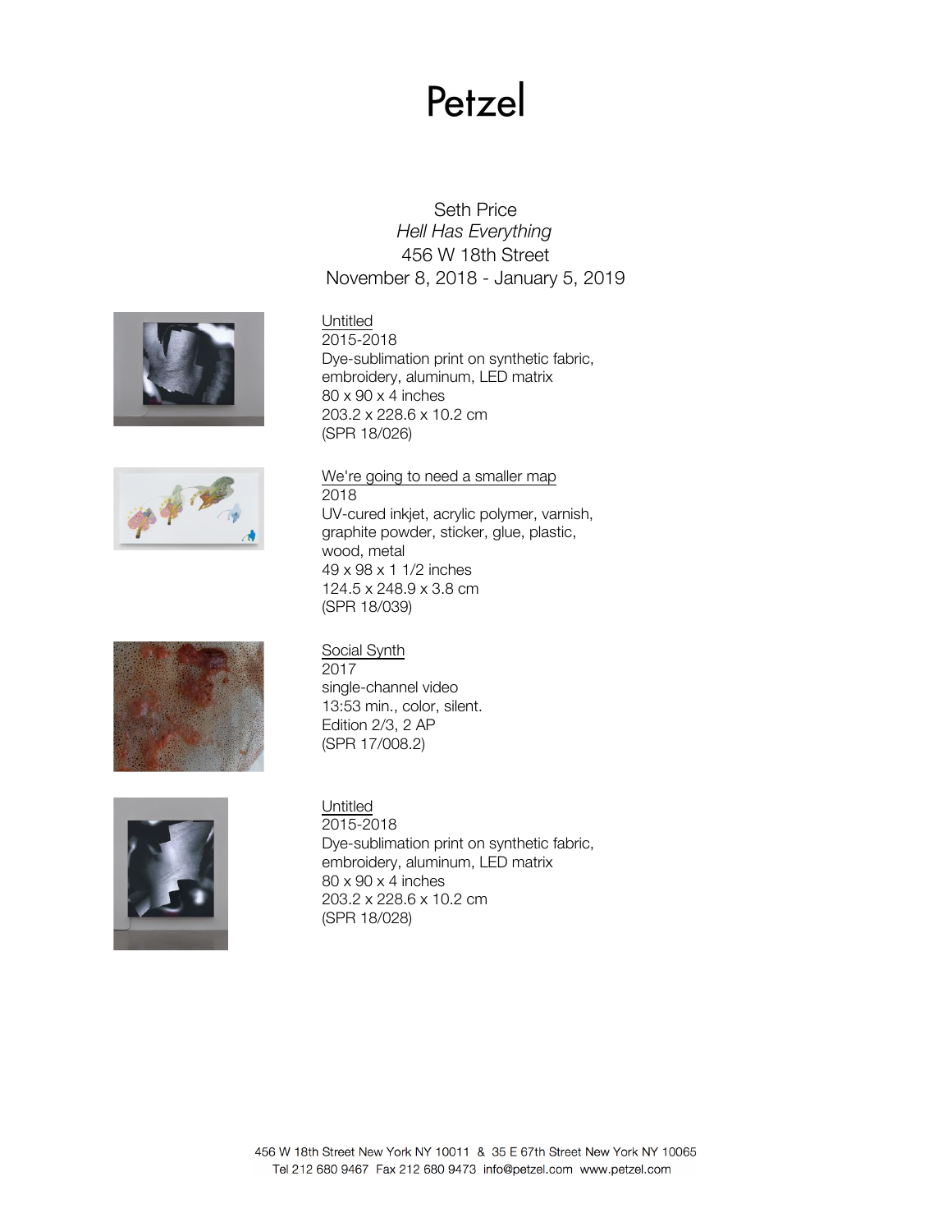# Petzel

Seth Price
*Hell Has Everything*
456 W 18th Street
November 8, 2018 - January 5, 2019

Untitled
2015-2018
Dye-sublimation print on synthetic fabric, embroidery, aluminum, LED matrix
80 x 90 x 4 inches
203.2 x 228.6 x 10.2 cm
(SPR 18/026)

We're going to need a smaller map
2018
UV-cured inkjet, acrylic polymer, varnish, graphite powder, sticker, glue, plastic, wood, metal
49 x 98 x 1 1/2 inches
124.5 x 248.9 x 3.8 cm
(SPR 18/039)

Social Synth
2017
single-channel video
13:53 min., color, silent.
Edition 2/3, 2 AP
(SPR 17/008.2)

Untitled
2015-2018
Dye-sublimation print on synthetic fabric, embroidery, aluminum, LED matrix
80 x 90 x 4 inches
203.2 x 228.6 x 10.2 cm
(SPR 18/028)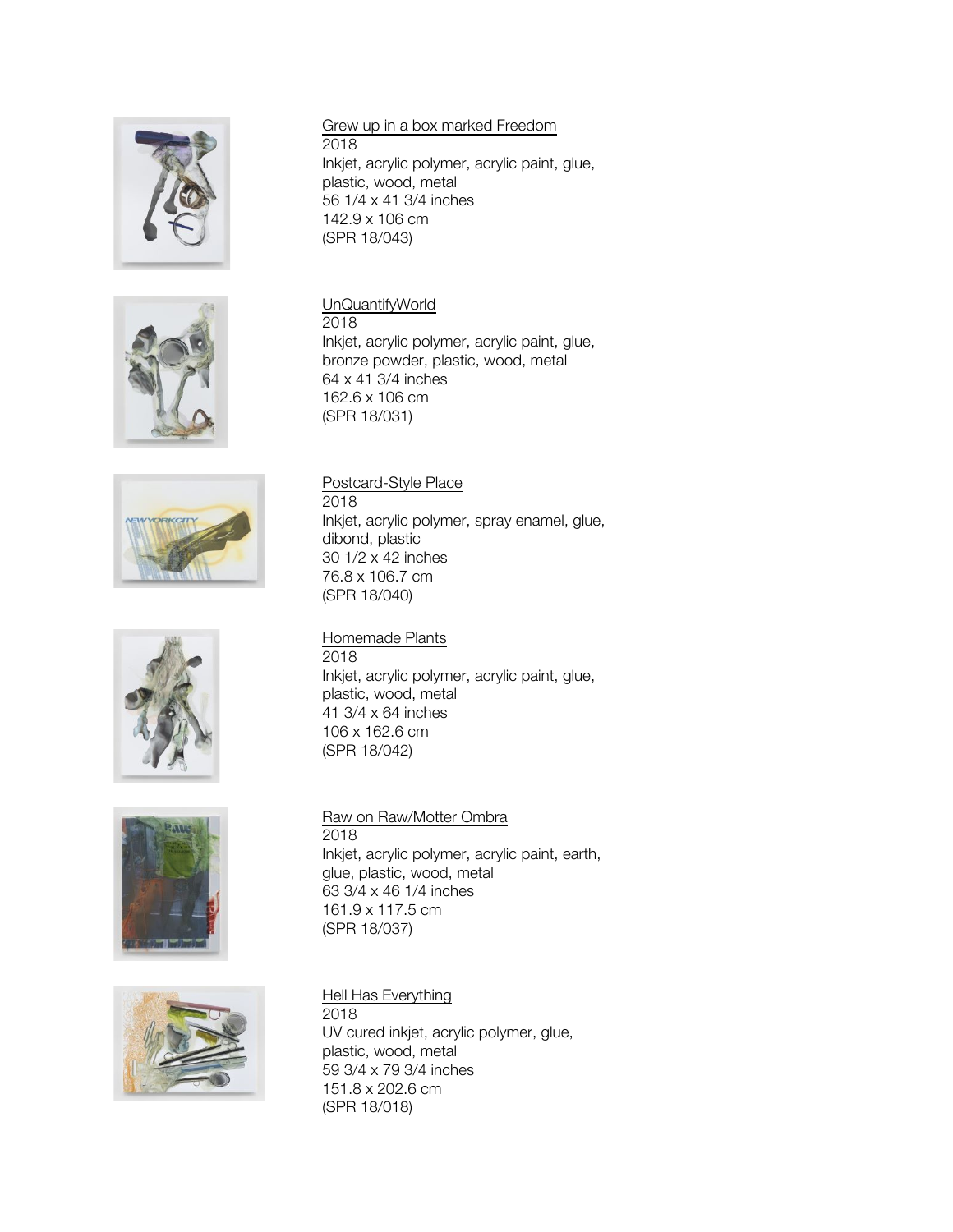Grew up in a box marked Freedom
2018
Inkjet, acrylic polymer, acrylic paint, glue, plastic, wood, metal
56 1/4 x 41 3/4 inches
142.9 x 106 cm
(SPR 18/043)

UnQuantifyWorld
2018
Inkjet, acrylic polymer, acrylic paint, glue, bronze powder, plastic, wood, metal
64 x 41 3/4 inches
162.6 x 106 cm
(SPR 18/031)

Postcard-Style Place
2018
Inkjet, acrylic polymer, spray enamel, glue, dibond, plastic
30 1/2 x 42 inches
76.8 x 106.7 cm
(SPR 18/040)

Homemade Plants
2018
Inkjet, acrylic polymer, acrylic paint, glue, plastic, wood, metal
41 3/4 x 64 inches
106 x 162.6 cm
(SPR 18/042)

Raw on Raw/Motter Ombra
2018
Inkjet, acrylic polymer, acrylic paint, earth, glue, plastic, wood, metal
63 3/4 x 46 1/4 inches
161.9 x 117.5 cm
(SPR 18/037)

Hell Has Everything
2018
UV cured inkjet, acrylic polymer, glue, plastic, wood, metal
59 3/4 x 79 3/4 inches
151.8 x 202.6 cm
(SPR 18/018)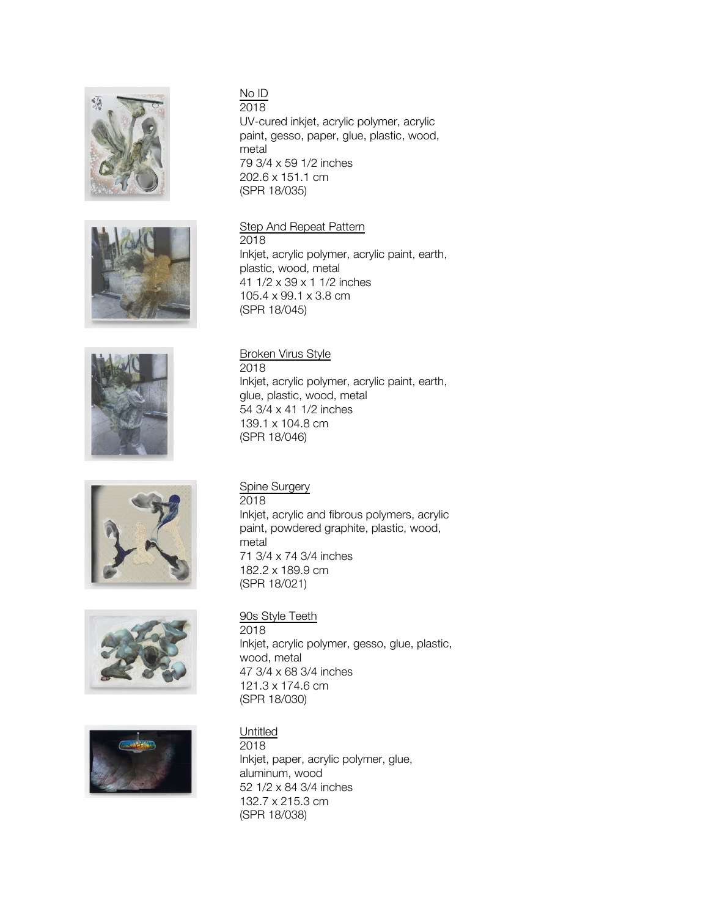No ID
2018
UV-cured inkjet, acrylic polymer, acrylic paint, gesso, paper, glue, plastic, wood, metal
79 3/4 x 59 1/2 inches
202.6 x 151.1 cm
(SPR 18/035)

Step And Repeat Pattern
2018
Inkjet, acrylic polymer, acrylic paint, earth, plastic, wood, metal
41 1/2 x 39 x 1 1/2 inches
105.4 x 99.1 x 3.8 cm
(SPR 18/045)

Broken Virus Style
2018
Inkjet, acrylic polymer, acrylic paint, earth, glue, plastic, wood, metal
54 3/4 x 41 1/2 inches
139.1 x 104.8 cm
(SPR 18/046)

Spine Surgery
2018
Inkjet, acrylic and fibrous polymers, acrylic paint, powdered graphite, plastic, wood, metal
71 3/4 x 74 3/4 inches
182.2 x 189.9 cm
(SPR 18/021)

90s Style Teeth
2018
Inkjet, acrylic polymer, gesso, glue, plastic, wood, metal
47 3/4 x 68 3/4 inches
121.3 x 174.6 cm
(SPR 18/030)

Untitled
2018
Inkjet, paper, acrylic polymer, glue, aluminum, wood
52 1/2 x 84 3/4 inches
132.7 x 215.3 cm
(SPR 18/038)